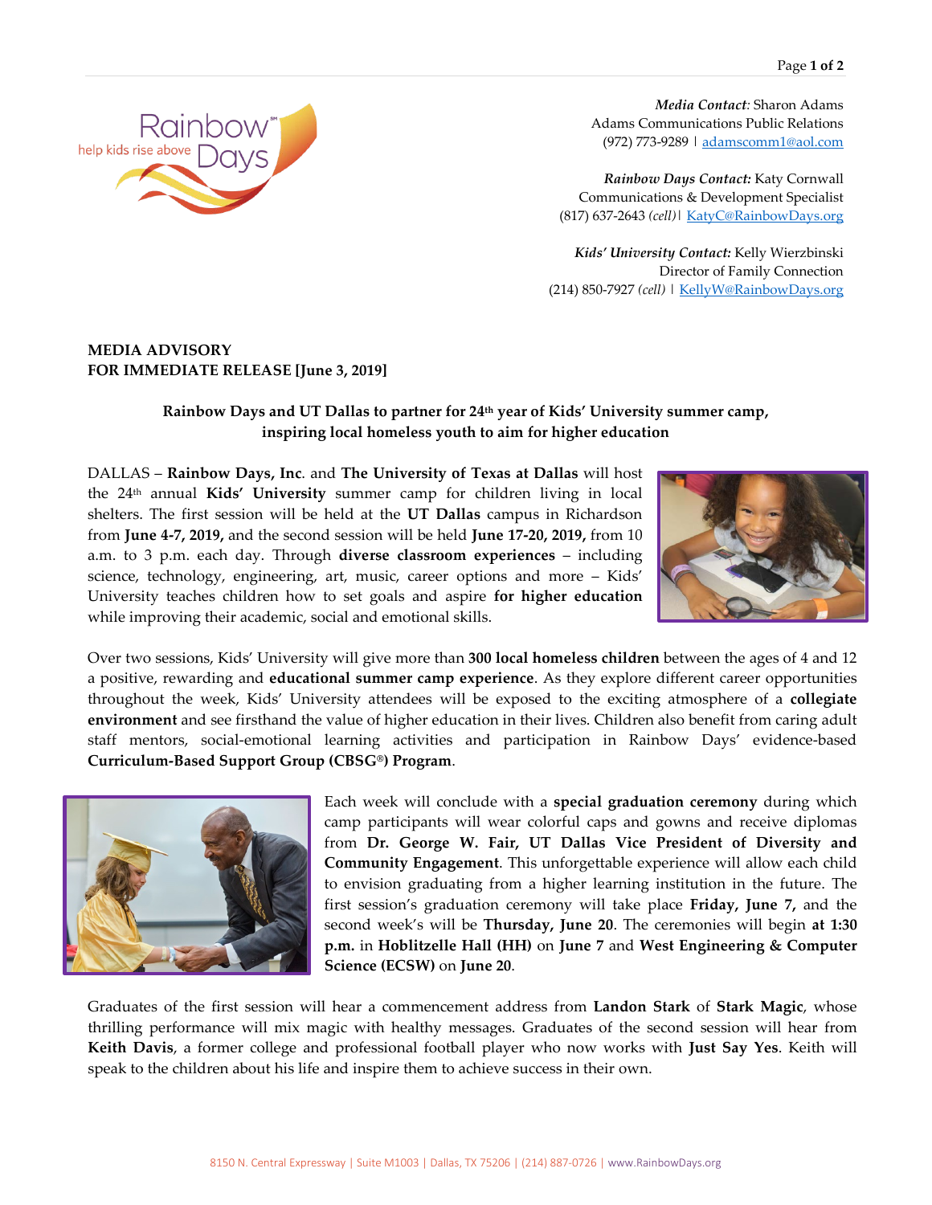***Media Contact:*** Sharon Adams
Adams Communications Public Relations
(972) 773-9289 | adamscomm1@aol.com

***Rainbow Days Contact:*** Katy Cornwall
Communications & Development Specialist
(817) 637-2643 *(cell)* | KatyC@RainbowDays.org

***Kids' University Contact:*** Kelly Wierzbinski
Director of Family Connection
(214) 850-7927 *(cell)* | KellyW@RainbowDays.org

**MEDIA ADVISORY**
**FOR IMMEDIATE RELEASE [June 3, 2019]**

**Rainbow Days and UT Dallas to partner for 24th year of Kids' University summer camp, inspiring local homeless youth to aim for higher education**

DALLAS – **Rainbow Days, Inc**. and **The University of Texas at Dallas** will host the 24th annual **Kids' University** summer camp for children living in local shelters. The first session will be held at the **UT Dallas** campus in Richardson from **June 4-7, 2019,** and the second session will be held **June 17-20, 2019,** from 10 a.m. to 3 p.m. each day. Through **diverse classroom experiences** – including science, technology, engineering, art, music, career options and more – Kids' University teaches children how to set goals and aspire **for higher education** while improving their academic, social and emotional skills.

Over two sessions, Kids' University will give more than **300 local homeless children** between the ages of 4 and 12 a positive, rewarding and **educational summer camp experience**. As they explore different career opportunities throughout the week, Kids' University attendees will be exposed to the exciting atmosphere of a **collegiate environment** and see firsthand the value of higher education in their lives. Children also benefit from caring adult staff mentors, social-emotional learning activities and participation in Rainbow Days' evidence-based **Curriculum-Based Support Group (CBSG®) Program**.

Each week will conclude with a **special graduation ceremony** during which camp participants will wear colorful caps and gowns and receive diplomas from **Dr. George W. Fair, UT Dallas Vice President of Diversity and Community Engagement**. This unforgettable experience will allow each child to envision graduating from a higher learning institution in the future. The first session's graduation ceremony will take place **Friday, June 7,** and the second week's will be **Thursday, June 20**. The ceremonies will begin **at 1:30 p.m.** in **Hoblitzelle Hall (HH)** on **June 7** and **West Engineering & Computer Science (ECSW)** on **June 20**.

Graduates of the first session will hear a commencement address from **Landon Stark** of **Stark Magic**, whose thrilling performance will mix magic with healthy messages. Graduates of the second session will hear from **Keith Davis**, a former college and professional football player who now works with **Just Say Yes**. Keith will speak to the children about his life and inspire them to achieve success in their own.

8150 N. Central Expressway | Suite M1003 | Dallas, TX 75206 | (214) 887-0726 | www.RainbowDays.org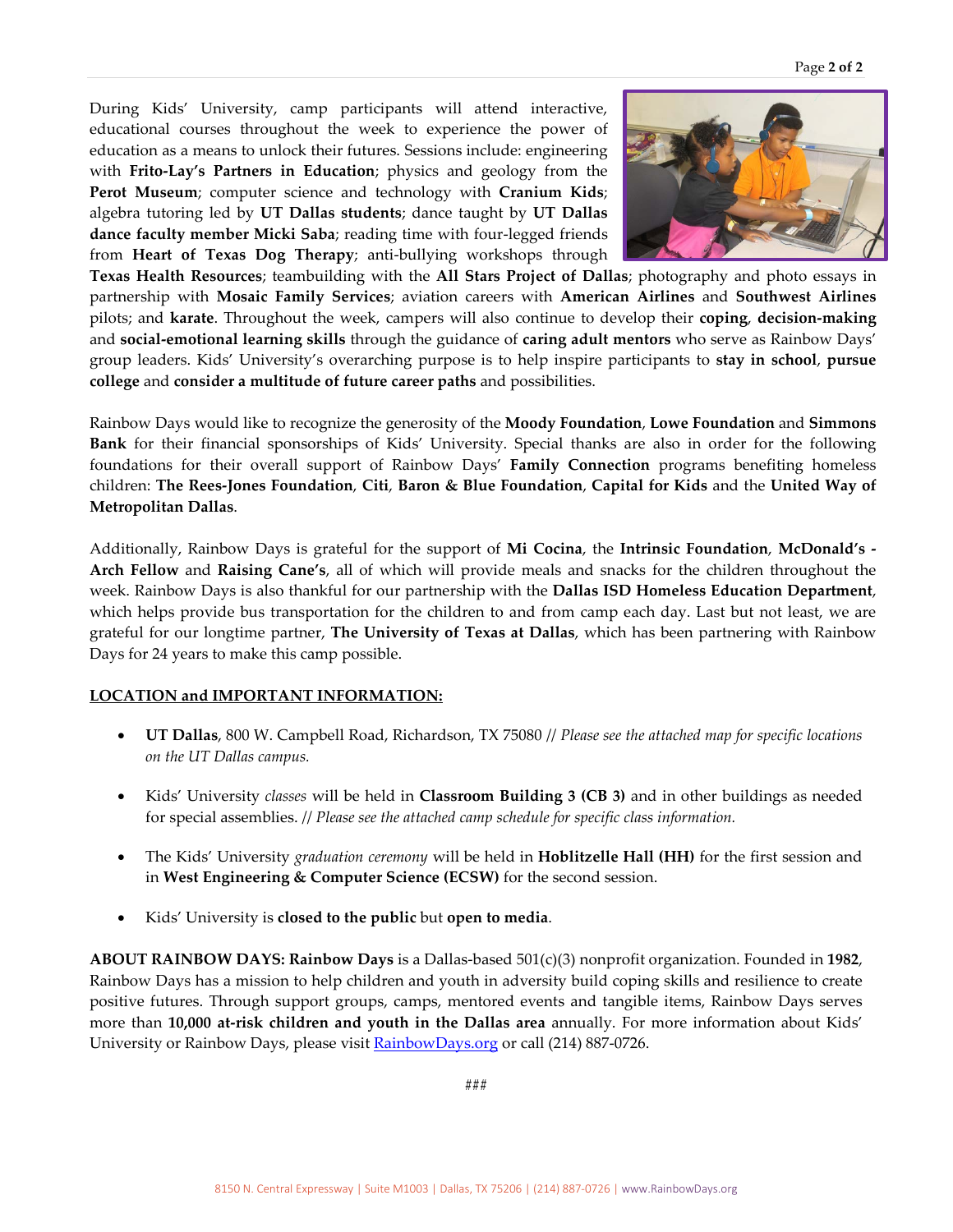During Kids' University, camp participants will attend interactive, educational courses throughout the week to experience the power of education as a means to unlock their futures. Sessions include: engineering with **Frito-Lay's Partners in Education**; physics and geology from the **Perot Museum**; computer science and technology with **Cranium Kids**; algebra tutoring led by **UT Dallas students**; dance taught by **UT Dallas dance faculty member Micki Saba**; reading time with four-legged friends from **Heart of Texas Dog Therapy**; anti-bullying workshops through **Texas Health Resources**; teambuilding with the **All Stars Project of Dallas**; photography and photo essays in partnership with **Mosaic Family Services**; aviation careers with **American Airlines** and **Southwest Airlines** pilots; and **karate**. Throughout the week, campers will also continue to develop their **coping**, **decision-making** and **social-emotional learning skills** through the guidance of **caring adult mentors** who serve as Rainbow Days' group leaders. Kids' University's overarching purpose is to help inspire participants to **stay in school**, **pursue college** and **consider a multitude of future career paths** and possibilities.

Rainbow Days would like to recognize the generosity of the **Moody Foundation**, **Lowe Foundation** and **Simmons Bank** for their financial sponsorships of Kids' University. Special thanks are also in order for the following foundations for their overall support of Rainbow Days' **Family Connection** programs benefiting homeless children: **The Rees-Jones Foundation**, **Citi**, **Baron & Blue Foundation**, **Capital for Kids** and the **United Way of Metropolitan Dallas**.

Additionally, Rainbow Days is grateful for the support of **Mi Cocina**, the **Intrinsic Foundation**, **McDonald's - Arch Fellow** and **Raising Cane's**, all of which will provide meals and snacks for the children throughout the week. Rainbow Days is also thankful for our partnership with the **Dallas ISD Homeless Education Department**, which helps provide bus transportation for the children to and from camp each day. Last but not least, we are grateful for our longtime partner, **The University of Texas at Dallas**, which has been partnering with Rainbow Days for 24 years to make this camp possible.

**LOCATION and IMPORTANT INFORMATION:**

- **UT Dallas**, 800 W. Campbell Road, Richardson, TX 75080 // *Please see the attached map for specific locations on the UT Dallas campus.*
- Kids' University *classes* will be held in **Classroom Building 3 (CB 3)** and in other buildings as needed for special assemblies. // *Please see the attached camp schedule for specific class information.*
- The Kids' University *graduation ceremony* will be held in **Hoblitzelle Hall (HH)** for the first session and in **West Engineering & Computer Science (ECSW)** for the second session.
- Kids' University is **closed to the public** but **open to media**.

**ABOUT RAINBOW DAYS: Rainbow Days** is a Dallas-based 501(c)(3) nonprofit organization. Founded in **1982**, Rainbow Days has a mission to help children and youth in adversity build coping skills and resilience to create positive futures. Through support groups, camps, mentored events and tangible items, Rainbow Days serves more than **10,000 at-risk children and youth in the Dallas area** annually. For more information about Kids' University or Rainbow Days, please visit RainbowDays.org or call (214) 887-0726.

###

8150 N. Central Expressway | Suite M1003 | Dallas, TX 75206 | (214) 887-0726 | www.RainbowDays.org